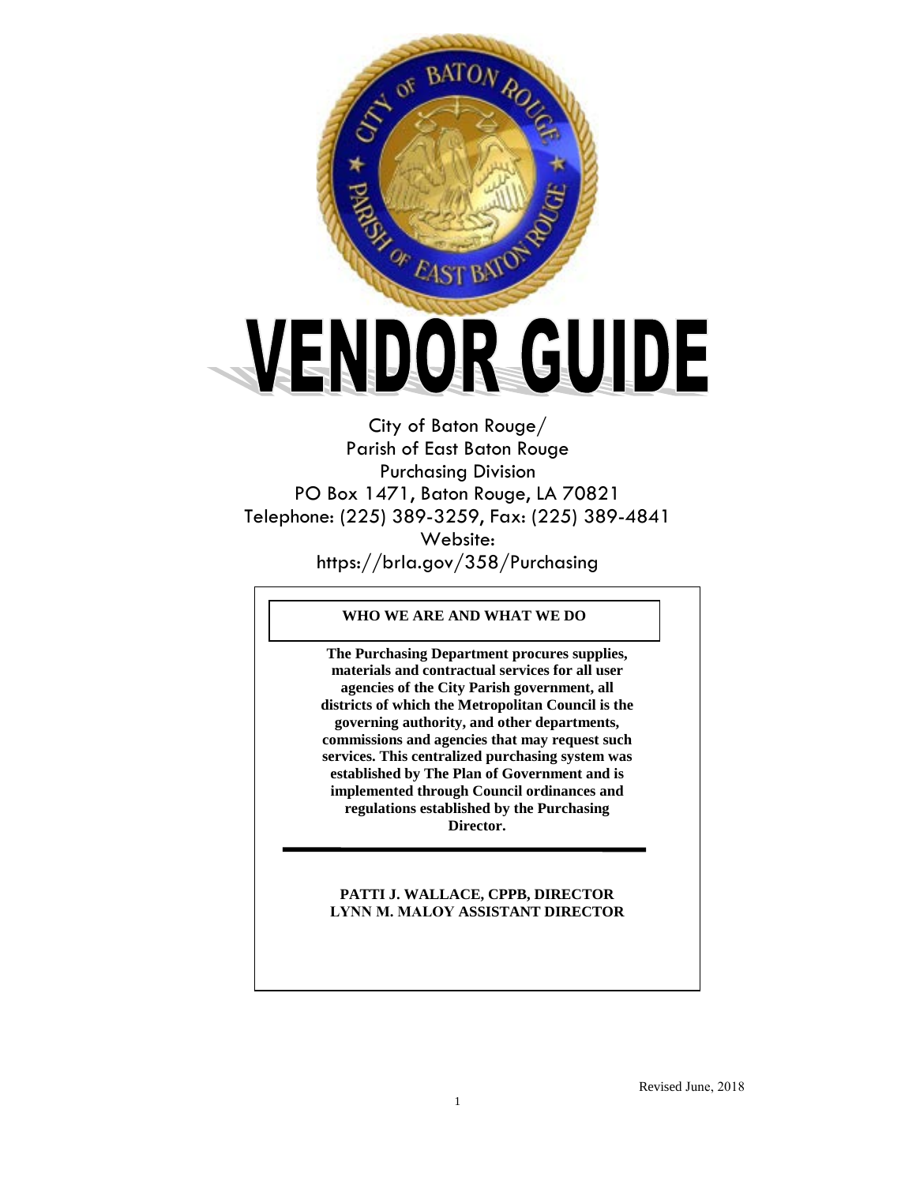# VENDOR GUIDE

City of Baton Rouge/
Parish of East Baton Rouge
Purchasing Division
PO Box 1471, Baton Rouge, LA 70821
Telephone: (225) 389-3259, Fax: (225) 389-4841
Website:
https://brla.gov/358/Purchasing

## WHO WE ARE AND WHAT WE DO

**The Purchasing Department procures supplies, materials and contractual services for all user agencies of the City Parish government, all districts of which the Metropolitan Council is the governing authority, and other departments, commissions and agencies that may request such services. This centralized purchasing system was established by The Plan of Government and is implemented through Council ordinances and regulations established by the Purchasing Director.**

---

**PATTI J. WALLACE, CPPB, DIRECTOR**
**LYNN M. MALOY ASSISTANT DIRECTOR**

Revised June, 2018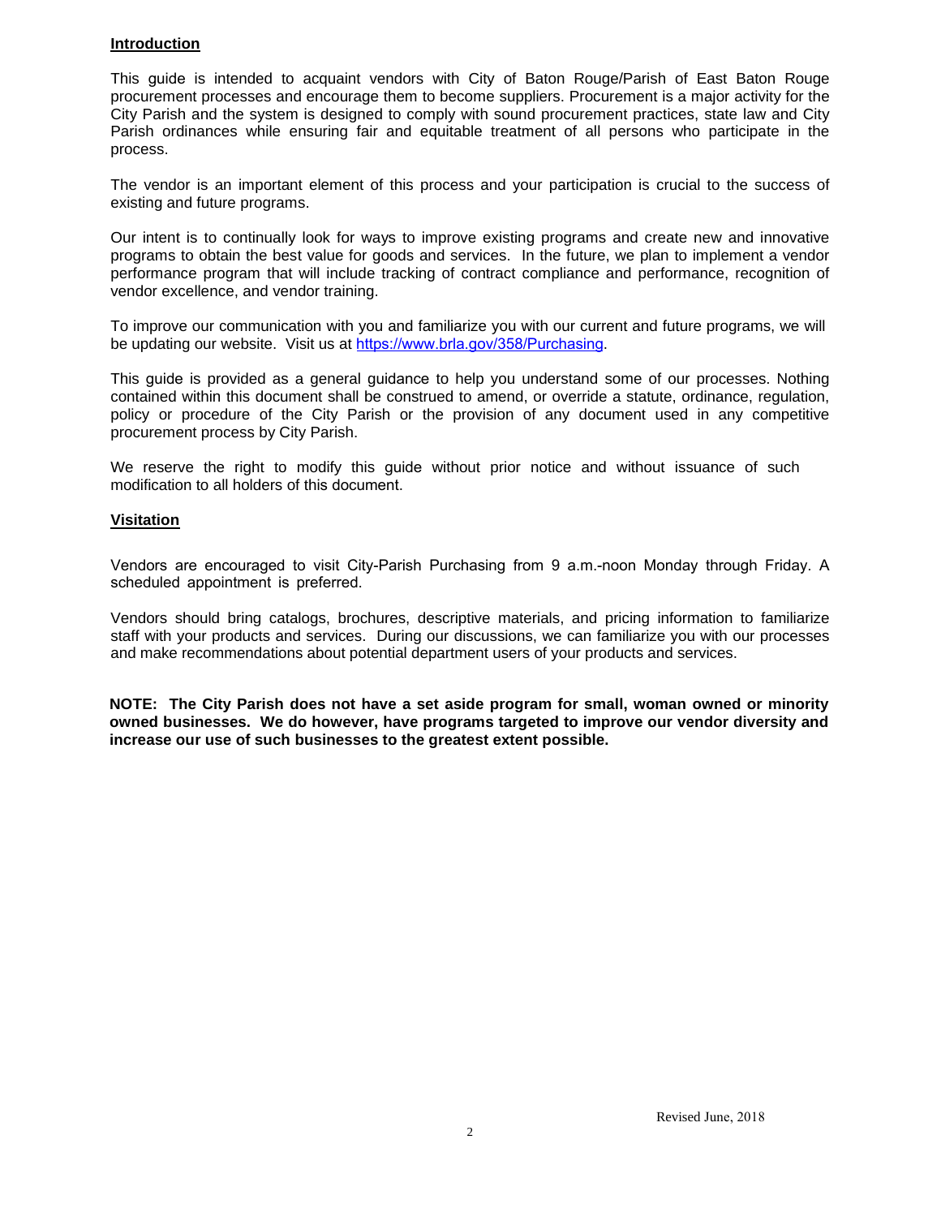## Introduction

This guide is intended to acquaint vendors with City of Baton Rouge/Parish of East Baton Rouge procurement processes and encourage them to become suppliers. Procurement is a major activity for the City Parish and the system is designed to comply with sound procurement practices, state law and City Parish ordinances while ensuring fair and equitable treatment of all persons who participate in the process.

The vendor is an important element of this process and your participation is crucial to the success of existing and future programs.

Our intent is to continually look for ways to improve existing programs and create new and innovative programs to obtain the best value for goods and services. In the future, we plan to implement a vendor performance program that will include tracking of contract compliance and performance, recognition of vendor excellence, and vendor training.

To improve our communication with you and familiarize you with our current and future programs, we will be updating our website. Visit us at https://www.brla.gov/358/Purchasing.

This guide is provided as a general guidance to help you understand some of our processes. Nothing contained within this document shall be construed to amend, or override a statute, ordinance, regulation, policy or procedure of the City Parish or the provision of any document used in any competitive procurement process by City Parish.

We reserve the right to modify this guide without prior notice and without issuance of such modification to all holders of this document.

## Visitation

Vendors are encouraged to visit City-Parish Purchasing from 9 a.m.-noon Monday through Friday. A scheduled appointment is preferred.

Vendors should bring catalogs, brochures, descriptive materials, and pricing information to familiarize staff with your products and services. During our discussions, we can familiarize you with our processes and make recommendations about potential department users of your products and services.

**NOTE: The City Parish does not have a set aside program for small, woman owned or minority owned businesses. We do however, have programs targeted to improve our vendor diversity and increase our use of such businesses to the greatest extent possible.**

Revised June, 2018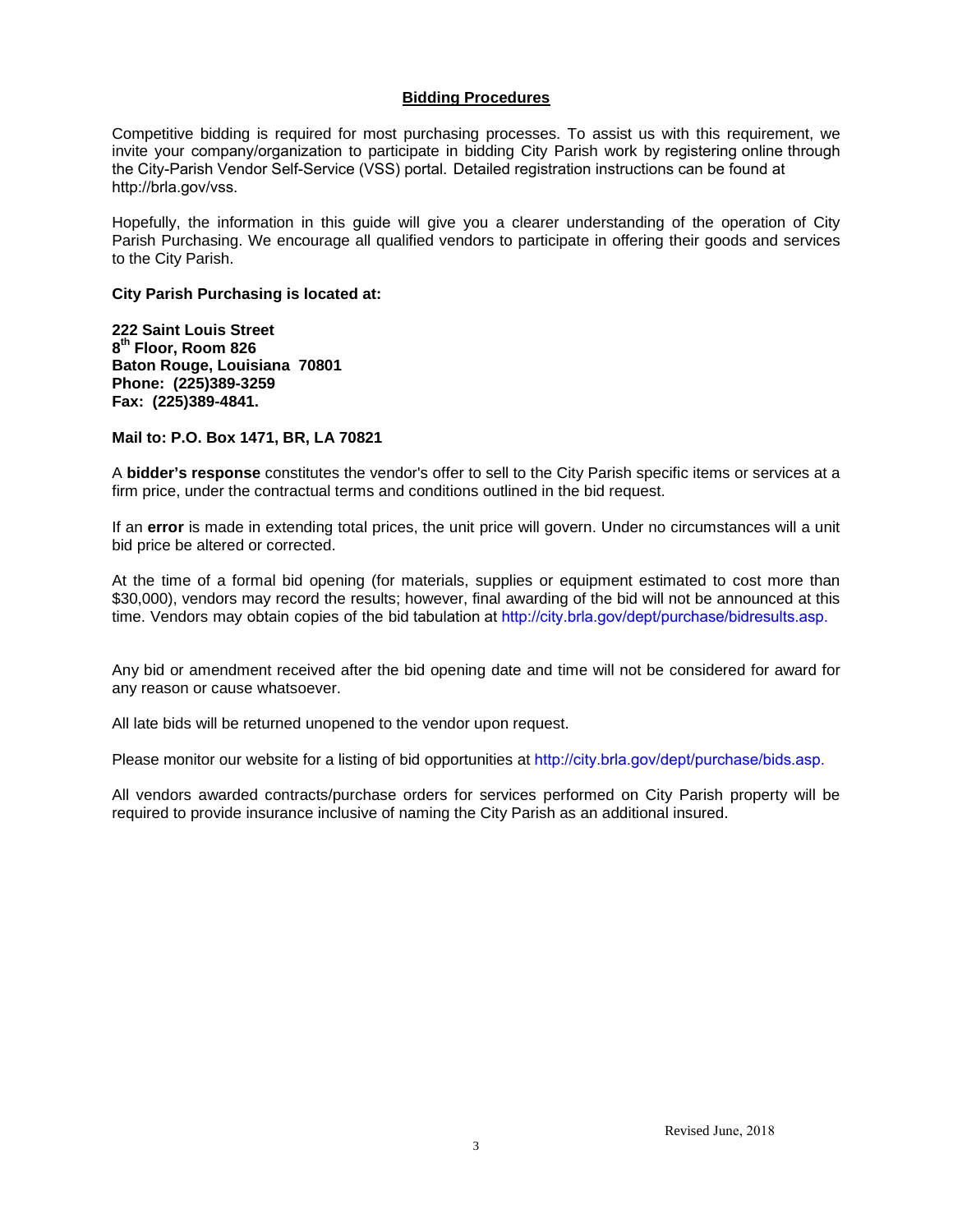## Bidding Procedures

Competitive bidding is required for most purchasing processes. To assist us with this requirement, we invite your company/organization to participate in bidding City Parish work by registering online through the City-Parish Vendor Self-Service (VSS) portal. Detailed registration instructions can be found at http://brla.gov/vss.

Hopefully, the information in this guide will give you a clearer understanding of the operation of City Parish Purchasing. We encourage all qualified vendors to participate in offering their goods and services to the City Parish.

**City Parish Purchasing is located at:**

**222 Saint Louis Street**
**8th Floor, Room 826**
**Baton Rouge, Louisiana 70801**
**Phone: (225)389-3259**
**Fax: (225)389-4841.**

**Mail to: P.O. Box 1471, BR, LA 70821**

A **bidder's response** constitutes the vendor's offer to sell to the City Parish specific items or services at a firm price, under the contractual terms and conditions outlined in the bid request.

If an **error** is made in extending total prices, the unit price will govern. Under no circumstances will a unit bid price be altered or corrected.

At the time of a formal bid opening (for materials, supplies or equipment estimated to cost more than $30,000), vendors may record the results; however, final awarding of the bid will not be announced at this time. Vendors may obtain copies of the bid tabulation at http://city.brla.gov/dept/purchase/bidresults.asp.

Any bid or amendment received after the bid opening date and time will not be considered for award for any reason or cause whatsoever.

All late bids will be returned unopened to the vendor upon request.

Please monitor our website for a listing of bid opportunities at http://city.brla.gov/dept/purchase/bids.asp.

All vendors awarded contracts/purchase orders for services performed on City Parish property will be required to provide insurance inclusive of naming the City Parish as an additional insured.

Revised June, 2018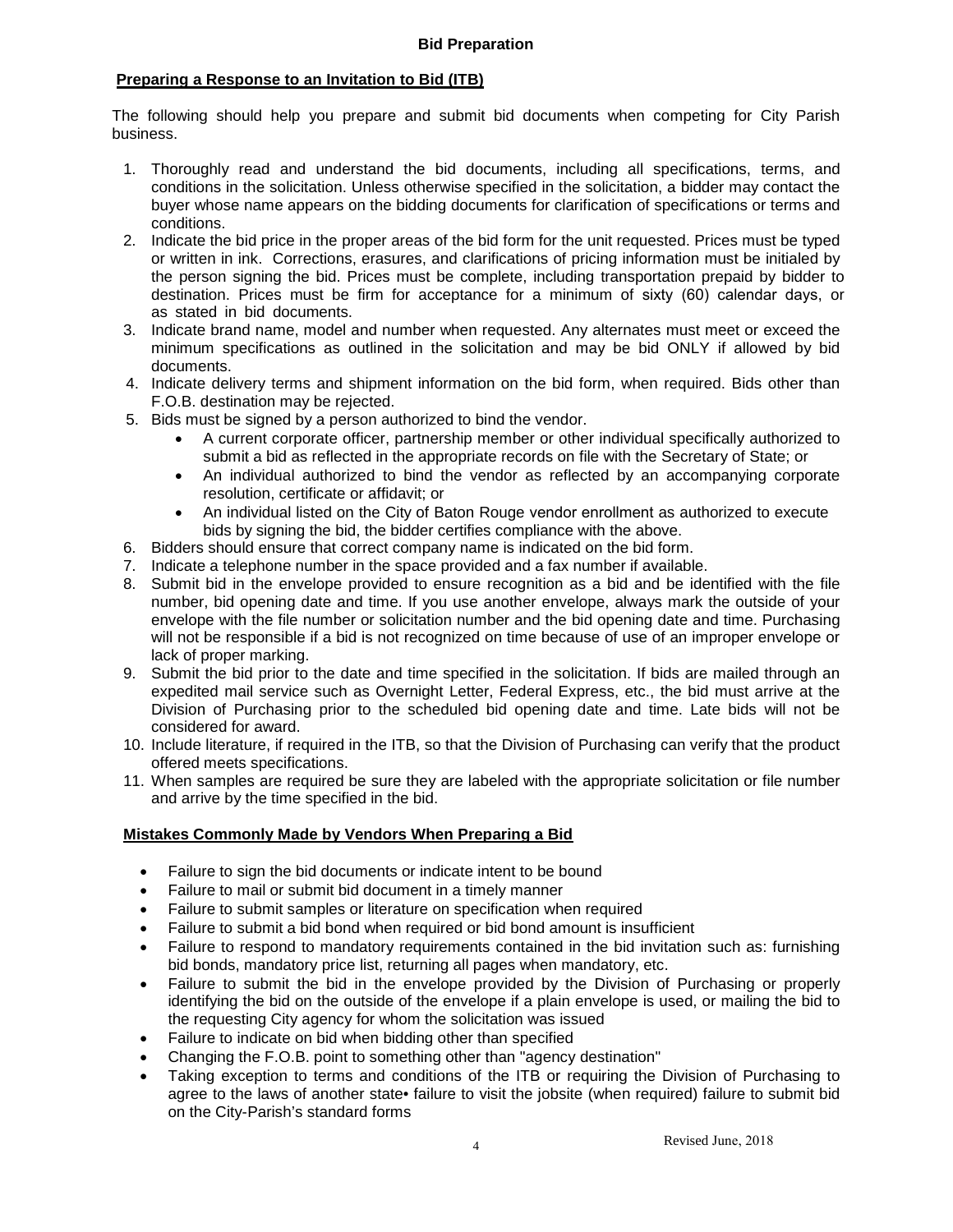## Bid Preparation

**Preparing a Response to an Invitation to Bid (ITB)**

The following should help you prepare and submit bid documents when competing for City Parish business.

1. Thoroughly read and understand the bid documents, including all specifications, terms, and conditions in the solicitation. Unless otherwise specified in the solicitation, a bidder may contact the buyer whose name appears on the bidding documents for clarification of specifications or terms and conditions.
2. Indicate the bid price in the proper areas of the bid form for the unit requested. Prices must be typed or written in ink. Corrections, erasures, and clarifications of pricing information must be initialed by the person signing the bid. Prices must be complete, including transportation prepaid by bidder to destination. Prices must be firm for acceptance for a minimum of sixty (60) calendar days, or as stated in bid documents.
3. Indicate brand name, model and number when requested. Any alternates must meet or exceed the minimum specifications as outlined in the solicitation and may be bid ONLY if allowed by bid documents.
4. Indicate delivery terms and shipment information on the bid form, when required. Bids other than F.O.B. destination may be rejected.
5. Bids must be signed by a person authorized to bind the vendor.
   - A current corporate officer, partnership member or other individual specifically authorized to submit a bid as reflected in the appropriate records on file with the Secretary of State; or
   - An individual authorized to bind the vendor as reflected by an accompanying corporate resolution, certificate or affidavit; or
   - An individual listed on the City of Baton Rouge vendor enrollment as authorized to execute bids by signing the bid, the bidder certifies compliance with the above.
6. Bidders should ensure that correct company name is indicated on the bid form.
7. Indicate a telephone number in the space provided and a fax number if available.
8. Submit bid in the envelope provided to ensure recognition as a bid and be identified with the file number, bid opening date and time. If you use another envelope, always mark the outside of your envelope with the file number or solicitation number and the bid opening date and time. Purchasing will not be responsible if a bid is not recognized on time because of use of an improper envelope or lack of proper marking.
9. Submit the bid prior to the date and time specified in the solicitation. If bids are mailed through an expedited mail service such as Overnight Letter, Federal Express, etc., the bid must arrive at the Division of Purchasing prior to the scheduled bid opening date and time. Late bids will not be considered for award.
10. Include literature, if required in the ITB, so that the Division of Purchasing can verify that the product offered meets specifications.
11. When samples are required be sure they are labeled with the appropriate solicitation or file number and arrive by the time specified in the bid.

**Mistakes Commonly Made by Vendors When Preparing a Bid**

- Failure to sign the bid documents or indicate intent to be bound
- Failure to mail or submit bid document in a timely manner
- Failure to submit samples or literature on specification when required
- Failure to submit a bid bond when required or bid bond amount is insufficient
- Failure to respond to mandatory requirements contained in the bid invitation such as: furnishing bid bonds, mandatory price list, returning all pages when mandatory, etc.
- Failure to submit the bid in the envelope provided by the Division of Purchasing or properly identifying the bid on the outside of the envelope if a plain envelope is used, or mailing the bid to the requesting City agency for whom the solicitation was issued
- Failure to indicate on bid when bidding other than specified
- Changing the F.O.B. point to something other than "agency destination"
- Taking exception to terms and conditions of the ITB or requiring the Division of Purchasing to agree to the laws of another state• failure to visit the jobsite (when required) failure to submit bid on the City-Parish's standard forms

Revised June, 2018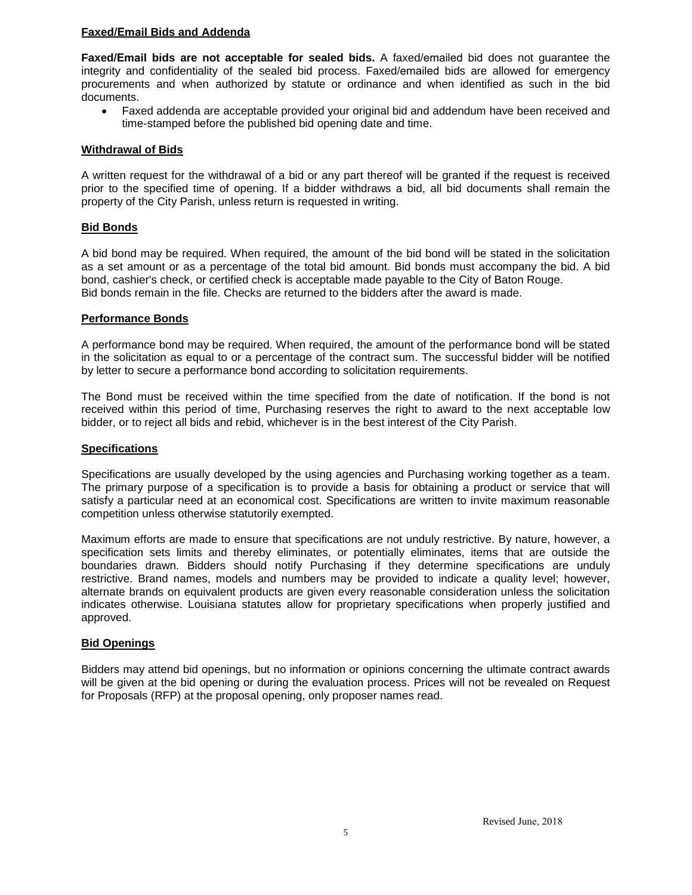**Faxed/Email Bids and Addenda**

**Faxed/Email bids are not acceptable for sealed bids.** A faxed/emailed bid does not guarantee the integrity and confidentiality of the sealed bid process. Faxed/emailed bids are allowed for emergency procurements and when authorized by statute or ordinance and when identified as such in the bid documents.

- Faxed addenda are acceptable provided your original bid and addendum have been received and time-stamped before the published bid opening date and time.

**Withdrawal of Bids**

A written request for the withdrawal of a bid or any part thereof will be granted if the request is received prior to the specified time of opening. If a bidder withdraws a bid, all bid documents shall remain the property of the City Parish, unless return is requested in writing.

**Bid Bonds**

A bid bond may be required. When required, the amount of the bid bond will be stated in the solicitation as a set amount or as a percentage of the total bid amount. Bid bonds must accompany the bid. A bid bond, cashier's check, or certified check is acceptable made payable to the City of Baton Rouge.
Bid bonds remain in the file. Checks are returned to the bidders after the award is made.

**Performance Bonds**

A performance bond may be required. When required, the amount of the performance bond will be stated in the solicitation as equal to or a percentage of the contract sum. The successful bidder will be notified by letter to secure a performance bond according to solicitation requirements.

The Bond must be received within the time specified from the date of notification. If the bond is not received within this period of time, Purchasing reserves the right to award to the next acceptable low bidder, or to reject all bids and rebid, whichever is in the best interest of the City Parish.

**Specifications**

Specifications are usually developed by the using agencies and Purchasing working together as a team. The primary purpose of a specification is to provide a basis for obtaining a product or service that will satisfy a particular need at an economical cost. Specifications are written to invite maximum reasonable competition unless otherwise statutorily exempted.

Maximum efforts are made to ensure that specifications are not unduly restrictive. By nature, however, a specification sets limits and thereby eliminates, or potentially eliminates, items that are outside the boundaries drawn. Bidders should notify Purchasing if they determine specifications are unduly restrictive. Brand names, models and numbers may be provided to indicate a quality level; however, alternate brands on equivalent products are given every reasonable consideration unless the solicitation indicates otherwise. Louisiana statutes allow for proprietary specifications when properly justified and approved.

**Bid Openings**

Bidders may attend bid openings, but no information or opinions concerning the ultimate contract awards will be given at the bid opening or during the evaluation process. Prices will not be revealed on Request for Proposals (RFP) at the proposal opening, only proposer names read.

Revised June, 2018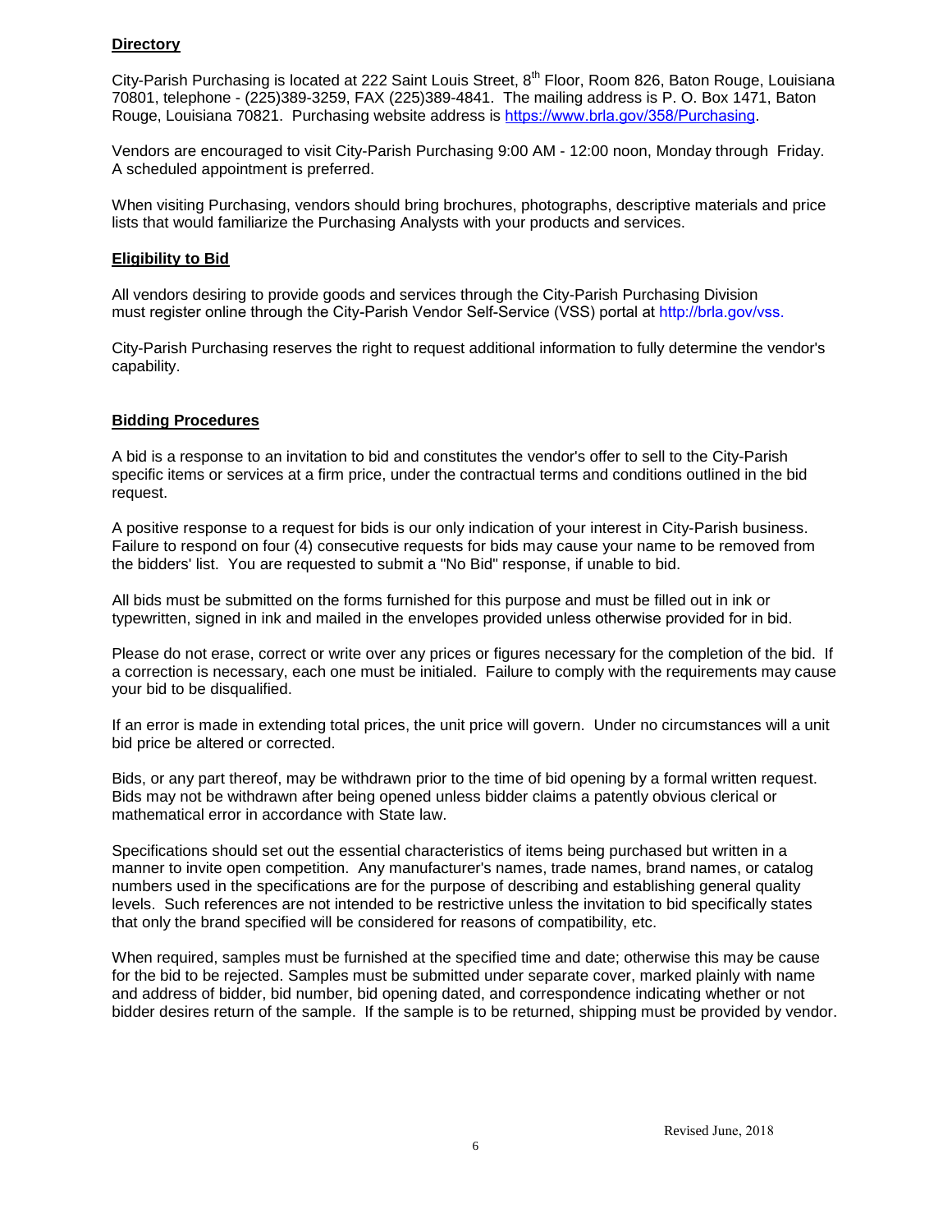**Directory**

City-Parish Purchasing is located at 222 Saint Louis Street, 8th Floor, Room 826, Baton Rouge, Louisiana 70801, telephone - (225)389-3259, FAX (225)389-4841. The mailing address is P. O. Box 1471, Baton Rouge, Louisiana 70821. Purchasing website address is https://www.brla.gov/358/Purchasing.

Vendors are encouraged to visit City-Parish Purchasing 9:00 AM - 12:00 noon, Monday through Friday. A scheduled appointment is preferred.

When visiting Purchasing, vendors should bring brochures, photographs, descriptive materials and price lists that would familiarize the Purchasing Analysts with your products and services.

**Eligibility to Bid**

All vendors desiring to provide goods and services through the City-Parish Purchasing Division must register online through the City-Parish Vendor Self-Service (VSS) portal at http://brla.gov/vss.

City-Parish Purchasing reserves the right to request additional information to fully determine the vendor's capability.

**Bidding Procedures**

A bid is a response to an invitation to bid and constitutes the vendor's offer to sell to the City-Parish specific items or services at a firm price, under the contractual terms and conditions outlined in the bid request.

A positive response to a request for bids is our only indication of your interest in City-Parish business. Failure to respond on four (4) consecutive requests for bids may cause your name to be removed from the bidders' list. You are requested to submit a "No Bid" response, if unable to bid.

All bids must be submitted on the forms furnished for this purpose and must be filled out in ink or typewritten, signed in ink and mailed in the envelopes provided unless otherwise provided for in bid.

Please do not erase, correct or write over any prices or figures necessary for the completion of the bid. If a correction is necessary, each one must be initialed. Failure to comply with the requirements may cause your bid to be disqualified.

If an error is made in extending total prices, the unit price will govern. Under no circumstances will a unit bid price be altered or corrected.

Bids, or any part thereof, may be withdrawn prior to the time of bid opening by a formal written request. Bids may not be withdrawn after being opened unless bidder claims a patently obvious clerical or mathematical error in accordance with State law.

Specifications should set out the essential characteristics of items being purchased but written in a manner to invite open competition. Any manufacturer's names, trade names, brand names, or catalog numbers used in the specifications are for the purpose of describing and establishing general quality levels. Such references are not intended to be restrictive unless the invitation to bid specifically states that only the brand specified will be considered for reasons of compatibility, etc.

When required, samples must be furnished at the specified time and date; otherwise this may be cause for the bid to be rejected. Samples must be submitted under separate cover, marked plainly with name and address of bidder, bid number, bid opening dated, and correspondence indicating whether or not bidder desires return of the sample. If the sample is to be returned, shipping must be provided by vendor.

Revised June, 2018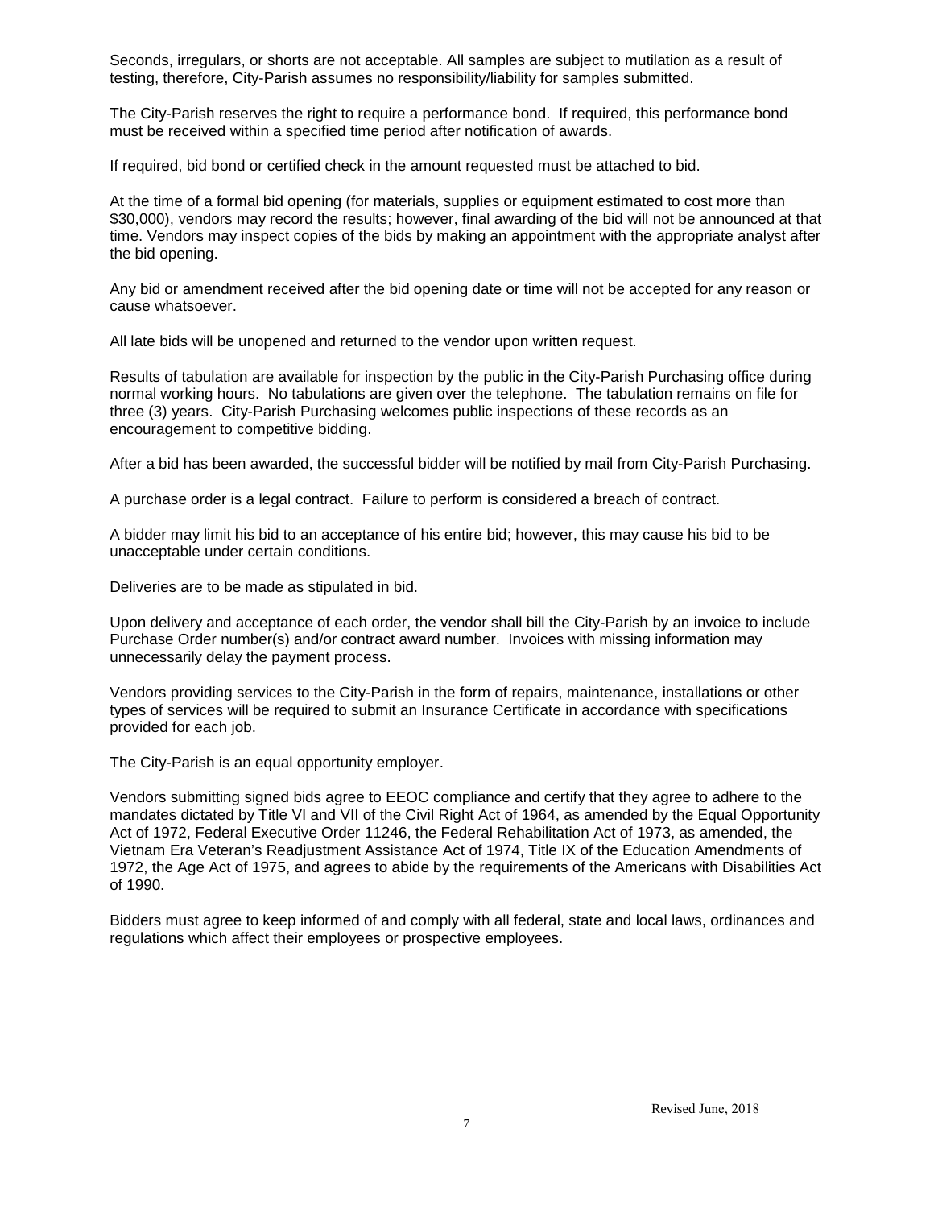Seconds, irregulars, or shorts are not acceptable. All samples are subject to mutilation as a result of testing, therefore, City-Parish assumes no responsibility/liability for samples submitted.

The City-Parish reserves the right to require a performance bond. If required, this performance bond must be received within a specified time period after notification of awards.

If required, bid bond or certified check in the amount requested must be attached to bid.

At the time of a formal bid opening (for materials, supplies or equipment estimated to cost more than $30,000), vendors may record the results; however, final awarding of the bid will not be announced at that time. Vendors may inspect copies of the bids by making an appointment with the appropriate analyst after the bid opening.

Any bid or amendment received after the bid opening date or time will not be accepted for any reason or cause whatsoever.

All late bids will be unopened and returned to the vendor upon written request.

Results of tabulation are available for inspection by the public in the City-Parish Purchasing office during normal working hours. No tabulations are given over the telephone. The tabulation remains on file for three (3) years. City-Parish Purchasing welcomes public inspections of these records as an encouragement to competitive bidding.

After a bid has been awarded, the successful bidder will be notified by mail from City-Parish Purchasing.

A purchase order is a legal contract. Failure to perform is considered a breach of contract.

A bidder may limit his bid to an acceptance of his entire bid; however, this may cause his bid to be unacceptable under certain conditions.

Deliveries are to be made as stipulated in bid.

Upon delivery and acceptance of each order, the vendor shall bill the City-Parish by an invoice to include Purchase Order number(s) and/or contract award number. Invoices with missing information may unnecessarily delay the payment process.

Vendors providing services to the City-Parish in the form of repairs, maintenance, installations or other types of services will be required to submit an Insurance Certificate in accordance with specifications provided for each job.

The City-Parish is an equal opportunity employer.

Vendors submitting signed bids agree to EEOC compliance and certify that they agree to adhere to the mandates dictated by Title VI and VII of the Civil Right Act of 1964, as amended by the Equal Opportunity Act of 1972, Federal Executive Order 11246, the Federal Rehabilitation Act of 1973, as amended, the Vietnam Era Veteran's Readjustment Assistance Act of 1974, Title IX of the Education Amendments of 1972, the Age Act of 1975, and agrees to abide by the requirements of the Americans with Disabilities Act of 1990.

Bidders must agree to keep informed of and comply with all federal, state and local laws, ordinances and regulations which affect their employees or prospective employees.

Revised June, 2018